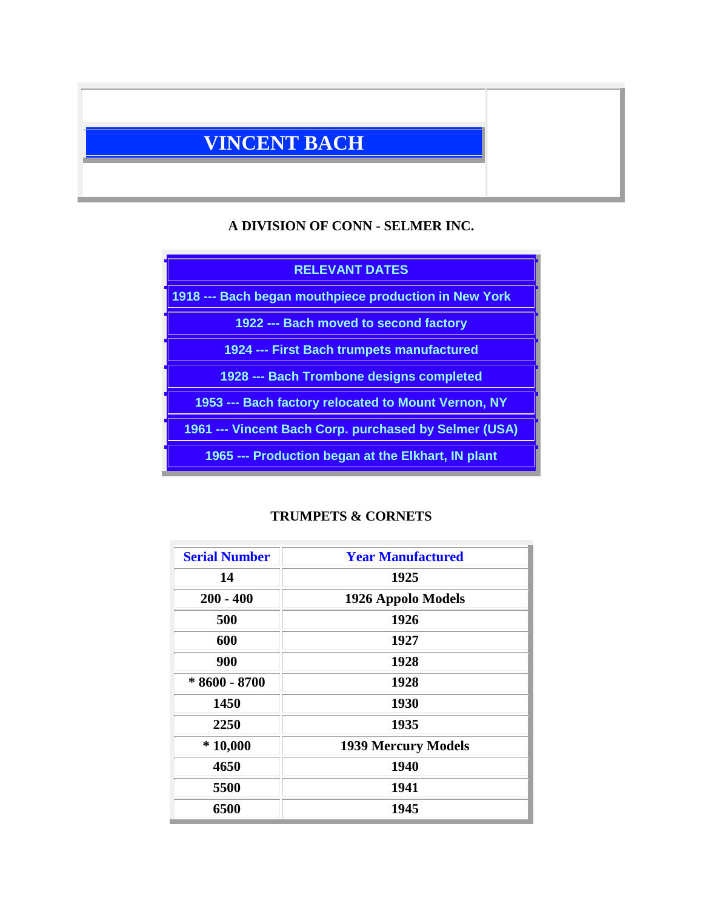# VINCENT BACH

**A DIVISION OF CONN - SELMER INC.**

| RELEVANT DATES |
|---|
| 1918 --- Bach began mouthpiece production in New York |
| 1922 --- Bach moved to second factory |
| 1924 --- First Bach trumpets manufactured |
| 1928 --- Bach Trombone designs completed |
| 1953 --- Bach factory relocated to Mount Vernon, NY |
| 1961 --- Vincent Bach Corp. purchased by Selmer (USA) |
| 1965 --- Production began at the Elkhart, IN plant |

**TRUMPETS & CORNETS**

| Serial Number | Year Manufactured |
|---|---|
| 14 | 1925 |
| 200 - 400 | 1926 Appolo Models |
| 500 | 1926 |
| 600 | 1927 |
| 900 | 1928 |
| * 8600 - 8700 | 1928 |
| 1450 | 1930 |
| 2250 | 1935 |
| * 10,000 | 1939 Mercury Models |
| 4650 | 1940 |
| 5500 | 1941 |
| 6500 | 1945 |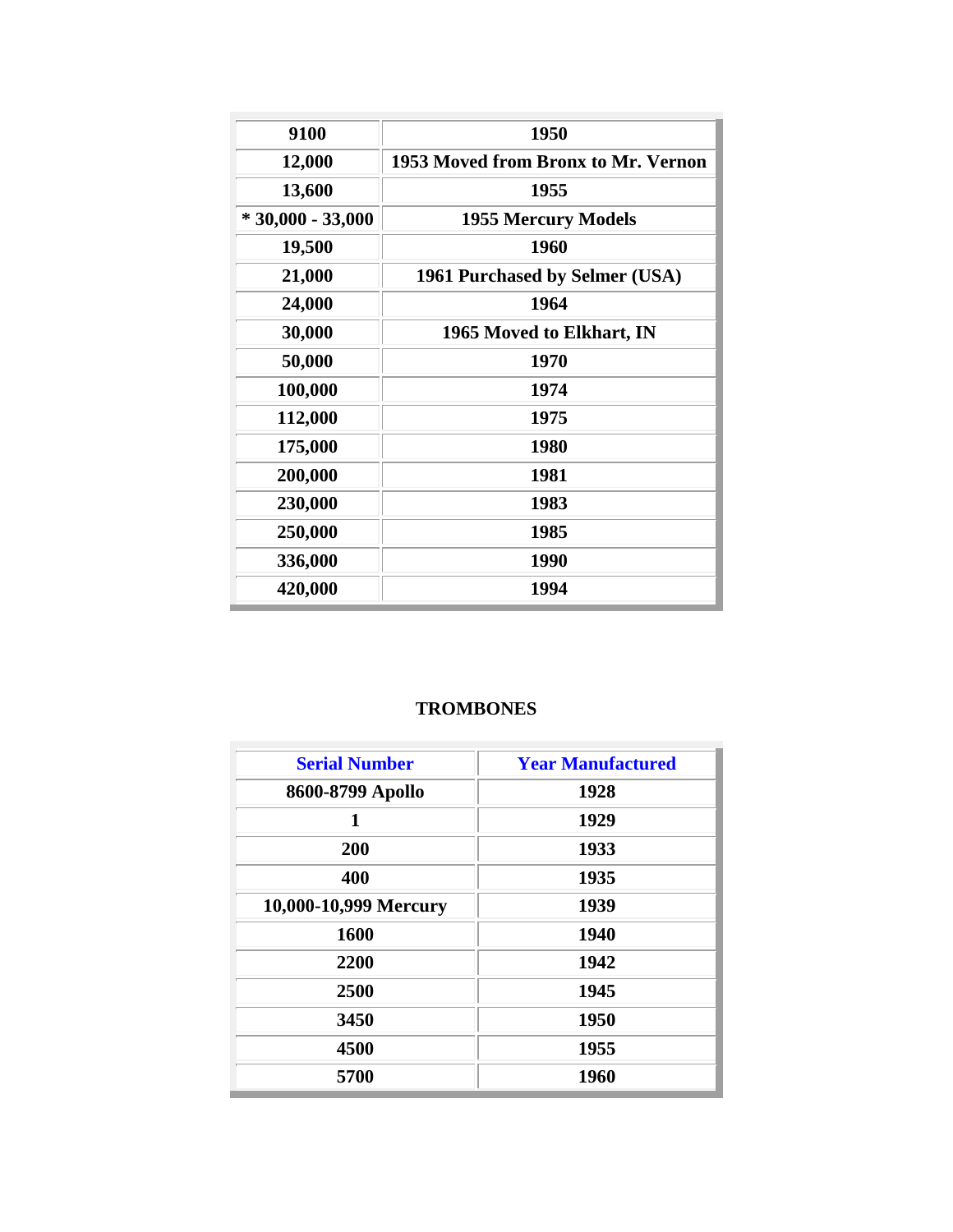| 9100 | 1950 |
|---|---|
| 12,000 | 1953 Moved from Bronx to Mr. Vernon |
| 13,600 | 1955 |
| * 30,000 - 33,000 | 1955 Mercury Models |
| 19,500 | 1960 |
| 21,000 | 1961 Purchased by Selmer (USA) |
| 24,000 | 1964 |
| 30,000 | 1965 Moved to Elkhart, IN |
| 50,000 | 1970 |
| 100,000 | 1974 |
| 112,000 | 1975 |
| 175,000 | 1980 |
| 200,000 | 1981 |
| 230,000 | 1983 |
| 250,000 | 1985 |
| 336,000 | 1990 |
| 420,000 | 1994 |

**TROMBONES**

| Serial Number | Year Manufactured |
|---|---|
| 8600-8799 Apollo | 1928 |
| 1 | 1929 |
| 200 | 1933 |
| 400 | 1935 |
| 10,000-10,999 Mercury | 1939 |
| 1600 | 1940 |
| 2200 | 1942 |
| 2500 | 1945 |
| 3450 | 1950 |
| 4500 | 1955 |
| 5700 | 1960 |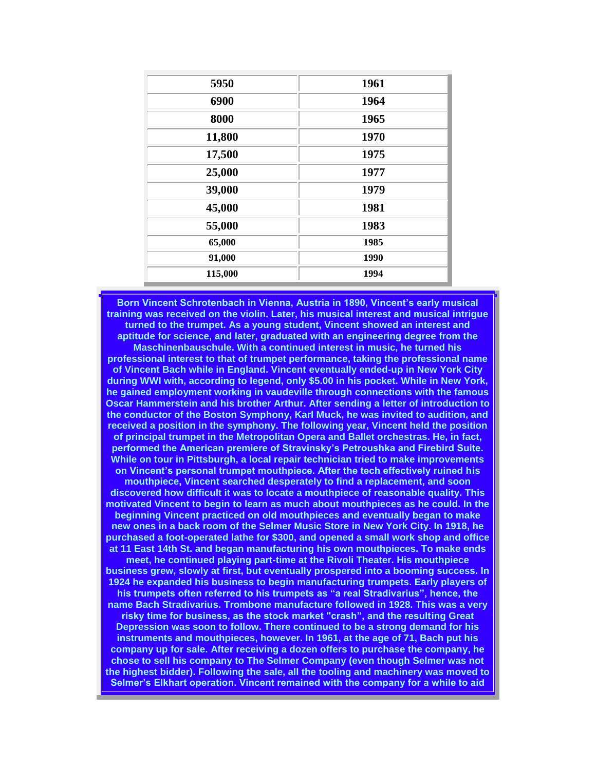| | |
|---|---|
| 5950 | 1961 |
| 6900 | 1964 |
| 8000 | 1965 |
| 11,800 | 1970 |
| 17,500 | 1975 |
| 25,000 | 1977 |
| 39,000 | 1979 |
| 45,000 | 1981 |
| 55,000 | 1983 |
| 65,000 | 1985 |
| 91,000 | 1990 |
| 115,000 | 1994 |

**Born Vincent Schrotenbach in Vienna, Austria in 1890, Vincent's early musical training was received on the violin. Later, his musical interest and musical intrigue turned to the trumpet. As a young student, Vincent showed an interest and aptitude for science, and later, graduated with an engineering degree from the Maschinenbauschule. With a continued interest in music, he turned his professional interest to that of trumpet performance, taking the professional name of Vincent Bach while in England. Vincent eventually ended-up in New York City during WWI with, according to legend, only $5.00 in his pocket. While in New York, he gained employment working in vaudeville through connections with the famous Oscar Hammerstein and his brother Arthur. After sending a letter of introduction to the conductor of the Boston Symphony, Karl Muck, he was invited to audition, and received a position in the symphony. The following year, Vincent held the position of principal trumpet in the Metropolitan Opera and Ballet orchestras. He, in fact, performed the American premiere of Stravinsky's Petroushka and Firebird Suite. While on tour in Pittsburgh, a local repair technician tried to make improvements on Vincent's personal trumpet mouthpiece. After the tech effectively ruined his mouthpiece, Vincent searched desperately to find a replacement, and soon discovered how difficult it was to locate a mouthpiece of reasonable quality. This motivated Vincent to begin to learn as much about mouthpieces as he could. In the beginning Vincent practiced on old mouthpieces and eventually began to make new ones in a back room of the Selmer Music Store in New York City. In 1918, he purchased a foot-operated lathe for $300, and opened a small work shop and office at 11 East 14th St. and began manufacturing his own mouthpieces. To make ends meet, he continued playing part-time at the Rivoli Theater. His mouthpiece business grew, slowly at first, but eventually prospered into a booming success. In 1924 he expanded his business to begin manufacturing trumpets. Early players of his trumpets often referred to his trumpets as "a real Stradivarius", hence, the name Bach Stradivarius. Trombone manufacture followed in 1928. This was a very risky time for business, as the stock market "crash", and the resulting Great Depression was soon to follow. There continued to be a strong demand for his instruments and mouthpieces, however. In 1961, at the age of 71, Bach put his company up for sale. After receiving a dozen offers to purchase the company, he chose to sell his company to The Selmer Company (even though Selmer was not the highest bidder). Following the sale, all the tooling and machinery was moved to Selmer's Elkhart operation. Vincent remained with the company for a while to aid**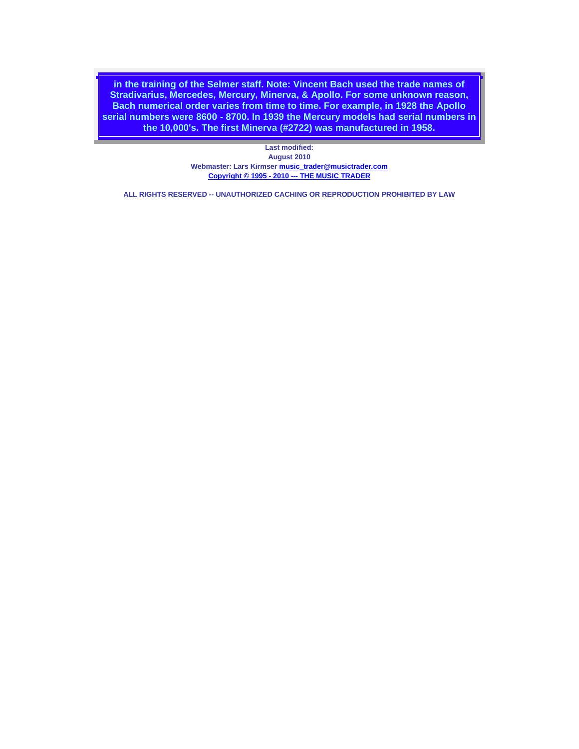**in the training of the Selmer staff. Note: Vincent Bach used the trade names of Stradivarius, Mercedes, Mercury, Minerva, & Apollo. For some unknown reason, Bach numerical order varies from time to time. For example, in 1928 the Apollo serial numbers were 8600 - 8700. In 1939 the Mercury models had serial numbers in the 10,000's. The first Minerva (#2722) was manufactured in 1958.**

**Last modified:**
**August 2010**
**Webmaster: Lars Kirmser [music_trader@musictrader.com](mailto:music_trader@musictrader.com)**
**Copyright © 1995 - 2010 --- THE MUSIC TRADER**

**ALL RIGHTS RESERVED -- UNAUTHORIZED CACHING OR REPRODUCTION PROHIBITED BY LAW**